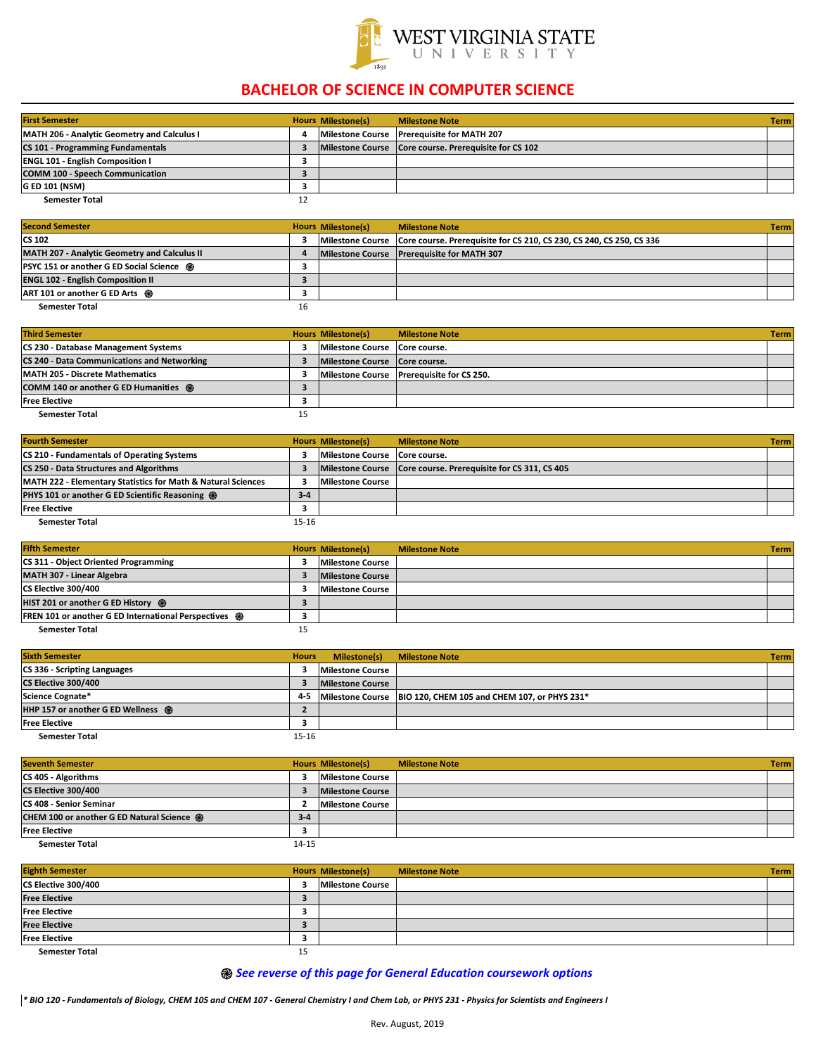WEST VIRGINIA STATE UNIVERSITY

1891

# BACHELOR OF SCIENCE IN COMPUTER SCIENCE

| First Semester | Hours | Milestone(s) | Milestone Note | Term |
|---|---|---|---|---|
| MATH 206 - Analytic Geometry and Calculus I | 4 | Milestone Course | Prerequisite for MATH 207 | |
| CS 101 - Programming Fundamentals | 3 | Milestone Course | Core course. Prerequisite for CS 102 | |
| ENGL 101 - English Composition I | 3 | | | |
| COMM 100 - Speech Communication | 3 | | | |
| G ED 101 (NSM) | 3 | | | |
| Semester Total | 12 | | | |

| Second Semester | Hours | Milestone(s) | Milestone Note | Term |
|---|---|---|---|---|
| CS 102 | 3 | Milestone Course | Core course. Prerequisite for CS 210, CS 230, CS 240, CS 250, CS 336 | |
| MATH 207 - Analytic Geometry and Calculus II | 4 | Milestone Course | Prerequisite for MATH 307 | |
| PSYC 151 or another G ED Social Science ֍ | 3 | | | |
| ENGL 102 - English Composition II | 3 | | | |
| ART 101 or another G ED Arts ֍ | 3 | | | |
| Semester Total | 16 | | | |

| Third Semester | Hours | Milestone(s) | Milestone Note | Term |
|---|---|---|---|---|
| CS 230 - Database Management Systems | 3 | Milestone Course | Core course. | |
| CS 240 - Data Communications and Networking | 3 | Milestone Course | Core course. | |
| MATH 205 - Discrete Mathematics | 3 | Milestone Course | Prerequisite for CS 250. | |
| COMM 140 or another G ED Humanities ֍ | 3 | | | |
| Free Elective | 3 | | | |
| Semester Total | 15 | | | |

| Fourth Semester | Hours | Milestone(s) | Milestone Note | Term |
|---|---|---|---|---|
| CS 210 - Fundamentals of Operating Systems | 3 | Milestone Course | Core course. | |
| CS 250 - Data Structures and Algorithms | 3 | Milestone Course | Core course. Prerequisite for CS 311, CS 405 | |
| MATH 222 - Elementary Statistics for Math & Natural Sciences | 3 | Milestone Course | | |
| PHYS 101 or another G ED Scientific Reasoning ֍ | 3-4 | | | |
| Free Elective | 3 | | | |
| Semester Total | 15-16 | | | |

| Fifth Semester | Hours | Milestone(s) | Milestone Note | Term |
|---|---|---|---|---|
| CS 311 - Object Oriented Programming | 3 | Milestone Course | | |
| MATH 307 - Linear Algebra | 3 | Milestone Course | | |
| CS Elective 300/400 | 3 | Milestone Course | | |
| HIST 201 or another G ED History ֍ | 3 | | | |
| FREN 101 or another G ED International Perspectives ֍ | 3 | | | |
| Semester Total | 15 | | | |

| Sixth Semester | Hours | Milestone(s) | Milestone Note | Term |
|---|---|---|---|---|
| CS 336 - Scripting Languages | 3 | Milestone Course | | |
| CS Elective 300/400 | 3 | Milestone Course | | |
| Science Cognate* | 4-5 | Milestone Course | BIO 120, CHEM 105 and CHEM 107, or PHYS 231* | |
| HHP 157 or another G ED Wellness ֍ | 2 | | | |
| Free Elective | 3 | | | |
| Semester Total | 15-16 | | | |

| Seventh Semester | Hours | Milestone(s) | Milestone Note | Term |
|---|---|---|---|---|
| CS 405 - Algorithms | 3 | Milestone Course | | |
| CS Elective 300/400 | 3 | Milestone Course | | |
| CS 408 - Senior Seminar | 2 | Milestone Course | | |
| CHEM 100 or another G ED Natural Science ֍ | 3-4 | | | |
| Free Elective | 3 | | | |
| Semester Total | 14-15 | | | |

| Eighth Semester | Hours | Milestone(s) | Milestone Note | Term |
|---|---|---|---|---|
| CS Elective 300/400 | 3 | Milestone Course | | |
| Free Elective | 3 | | | |
| Free Elective | 3 | | | |
| Free Elective | 3 | | | |
| Free Elective | 3 | | | |
| Semester Total | 15 | | | |

***֍ See reverse of this page for General Education coursework options***

*\* BIO 120 - Fundamentals of Biology, CHEM 105 and CHEM 107 - General Chemistry I and Chem Lab, or PHYS 231 - Physics for Scientists and Engineers I*

Rev. August, 2019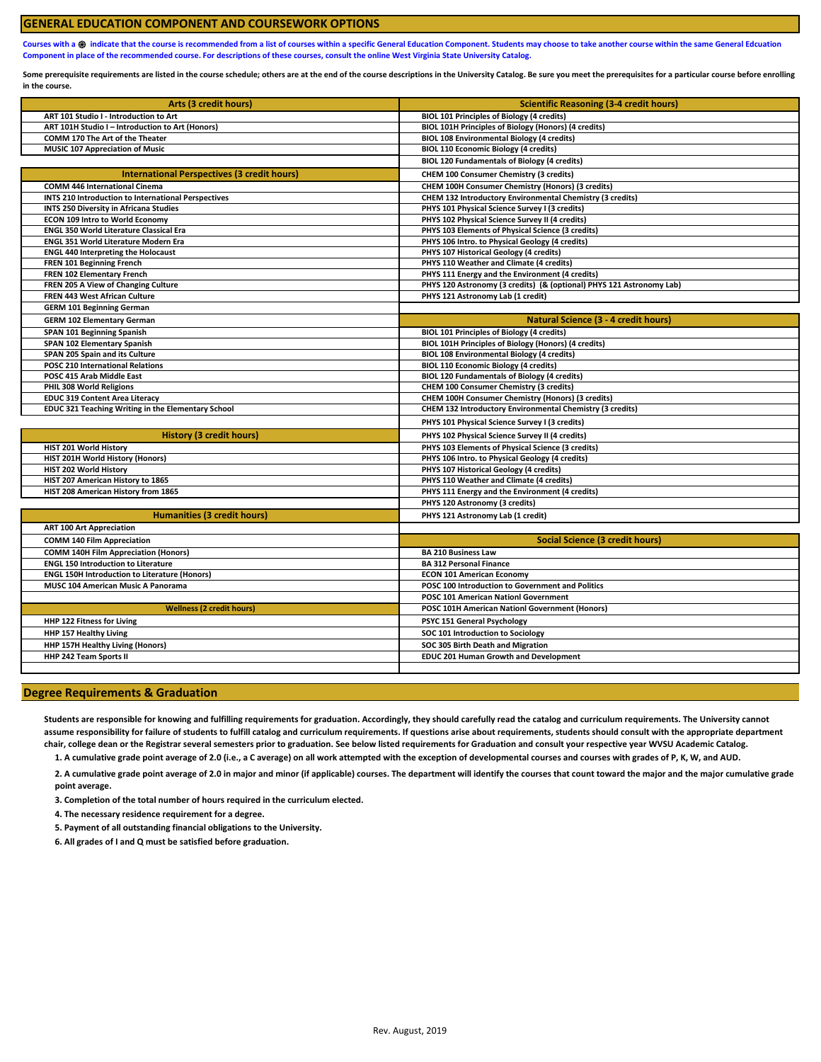## GENERAL EDUCATION COMPONENT AND COURSEWORK OPTIONS

**Courses with a ⊛ indicate that the course is recommended from a list of courses within a specific General Education Component. Students may choose to take another course within the same General Edcuation Component in place of the recommended course. For descriptions of these courses, consult the online West Virginia State University Catalog.**

**Some prerequisite requirements are listed in the course schedule; others are at the end of the course descriptions in the University Catalog. Be sure you meet the prerequisites for a particular course before enrolling in the course.**

| Arts (3 credit hours) |
|---|
| ART 101 Studio I - Introduction to Art |
| ART 101H Studio I – Introduction to Art (Honors) |
| COMM 170 The Art of the Theater |
| MUSIC 107 Appreciation of Music |

| International Perspectives (3 credit hours) |
|---|
| COMM 446 International Cinema |
| INTS 210 Introduction to International Perspectives |
| INTS 250 Diversity in Africana Studies |
| ECON 109 Intro to World Economy |
| ENGL 350 World Literature Classical Era |
| ENGL 351 World Literature Modern Era |
| ENGL 440 Interpreting the Holocaust |
| FREN 101 Beginning French |
| FREN 102 Elementary French |
| FREN 205 A View of Changing Culture |
| FREN 443 West African Culture |
| GERM 101 Beginning German |
| GERM 102 Elementary German |
| SPAN 101 Beginning Spanish |
| SPAN 102 Elementary Spanish |
| SPAN 205 Spain and its Culture |
| POSC 210 International Relations |
| POSC 415 Arab Middle East |
| PHIL 308 World Religions |
| EDUC 319 Content Area Literacy |
| EDUC 321 Teaching Writing in the Elementary School |

| History (3 credit hours) |
|---|
| HIST 201 World History |
| HIST 201H World History (Honors) |
| HIST 202 World History |
| HIST 207 American History to 1865 |
| HIST 208 American History from 1865 |

| Humanities (3 credit hours) |
|---|
| ART 100 Art Appreciation |
| COMM 140 Film Appreciation |
| COMM 140H Film Appreciation (Honors) |
| ENGL 150 Introduction to Literature |
| ENGL 150H Introduction to Literature (Honors) |
| MUSC 104 American Music A Panorama |

| Wellness (2 credit hours) |
|---|
| HHP 122 Fitness for Living |
| HHP 157 Healthy Living |
| HHP 157H Healthy Living (Honors) |
| HHP 242 Team Sports II |

| Scientific Reasoning (3-4 credit hours) |
|---|
| BIOL 101 Principles of Biology (4 credits) |
| BIOL 101H Principles of Biology (Honors) (4 credits) |
| BIOL 108 Environmental Biology (4 credits) |
| BIOL 110 Economic Biology (4 credits) |
| BIOL 120 Fundamentals of Biology (4 credits) |
| CHEM 100 Consumer Chemistry (3 credits) |
| CHEM 100H Consumer Chemistry (Honors) (3 credits) |
| CHEM 132 Introductory Environmental Chemistry (3 credits) |
| PHYS 101 Physical Science Survey I (3 credits) |
| PHYS 102 Physical Science Survey II (4 credits) |
| PHYS 103 Elements of Physical Science (3 credits) |
| PHYS 106 Intro. to Physical Geology (4 credits) |
| PHYS 107 Historical Geology (4 credits) |
| PHYS 110 Weather and Climate (4 credits) |
| PHYS 111 Energy and the Environment (4 credits) |
| PHYS 120 Astronomy (3 credits) (& (optional) PHYS 121 Astronomy Lab) |
| PHYS 121 Astronomy Lab (1 credit) |

| Natural Science (3 - 4 credit hours) |
|---|
| BIOL 101 Principles of Biology (4 credits) |
| BIOL 101H Principles of Biology (Honors) (4 credits) |
| BIOL 108 Environmental Biology (4 credits) |
| BIOL 110 Economic Biology (4 credits) |
| BIOL 120 Fundamentals of Biology (4 credits) |
| CHEM 100 Consumer Chemistry (3 credits) |
| CHEM 100H Consumer Chemistry (Honors) (3 credits) |
| CHEM 132 Introductory Environmental Chemistry (3 credits) |
| PHYS 101 Physical Science Survey I (3 credits) |
| PHYS 102 Physical Science Survey II (4 credits) |
| PHYS 103 Elements of Physical Science (3 credits) |
| PHYS 106 Intro. to Physical Geology (4 credits) |
| PHYS 107 Historical Geology (4 credits) |
| PHYS 110 Weather and Climate (4 credits) |
| PHYS 111 Energy and the Environment (4 credits) |
| PHYS 120 Astronomy (3 credits) |
| PHYS 121 Astronomy Lab (1 credit) |

| Social Science (3 credit hours) |
|---|
| BA 210 Business Law |
| BA 312 Personal Finance |
| ECON 101 American Economy |
| POSC 100 Introduction to Government and Politics |
| POSC 101 American Nationl Government |
| POSC 101H American Nationl Government (Honors) |
| PSYC 151 General Psychology |
| SOC 101 Introduction to Sociology |
| SOC 305 Birth Death and Migration |
| EDUC 201 Human Growth and Development |

## Degree Requirements & Graduation

**Students are responsible for knowing and fulfilling requirements for graduation. Accordingly, they should carefully read the catalog and curriculum requirements. The University cannot assume responsibility for failure of students to fulfill catalog and curriculum requirements. If questions arise about requirements, students should consult with the appropriate department chair, college dean or the Registrar several semesters prior to graduation. See below listed requirements for Graduation and consult your respective year WVSU Academic Catalog.**

1. **A cumulative grade point average of 2.0 (i.e., a C average) on all work attempted with the exception of developmental courses and courses with grades of P, K, W, and AUD.**
2. **A cumulative grade point average of 2.0 in major and minor (if applicable) courses. The department will identify the courses that count toward the major and the major cumulative grade point average.**
3. **Completion of the total number of hours required in the curriculum elected.**
4. **The necessary residence requirement for a degree.**
5. **Payment of all outstanding financial obligations to the University.**
6. **All grades of I and Q must be satisfied before graduation.**

Rev. August, 2019